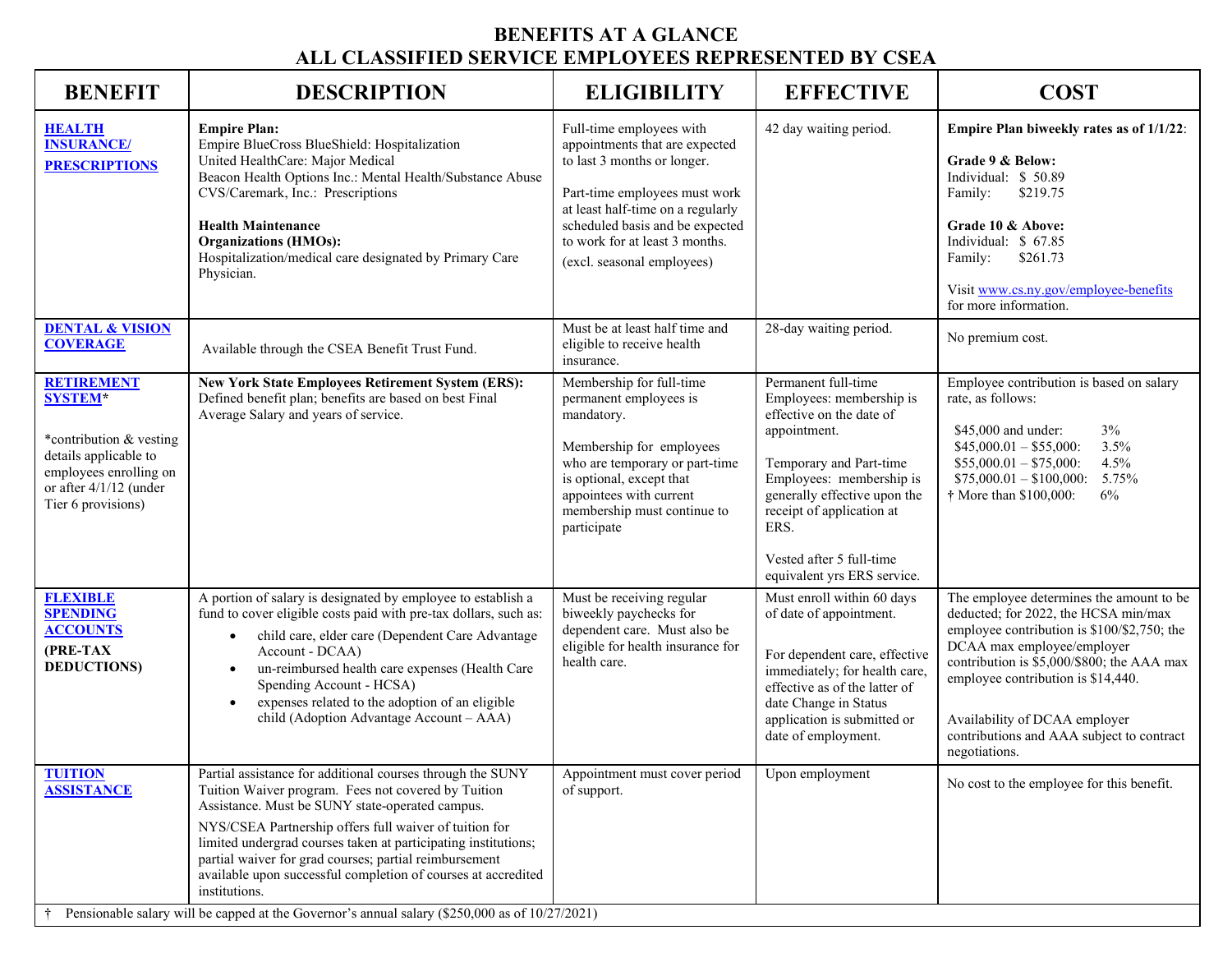# BENEFITS AT A GLANCE
## ALL CLASSIFIED SERVICE EMPLOYEES REPRESENTED BY CSEA

| BENEFIT | DESCRIPTION | ELIGIBILITY | EFFECTIVE | COST |
|---|---|---|---|---|
| **HEALTH INSURANCE/ PRESCRIPTIONS** | **Empire Plan:**<br>Empire BlueCross BlueShield: Hospitalization<br>United HealthCare: Major Medical<br>Beacon Health Options Inc.: Mental Health/Substance Abuse<br>CVS/Caremark, Inc.: Prescriptions<br><br>**Health Maintenance Organizations (HMOs):**<br>Hospitalization/medical care designated by Primary Care Physician. | Full-time employees with appointments that are expected to last 3 months or longer.<br><br>Part-time employees must work at least half-time on a regularly scheduled basis and be expected to work for at least 3 months.<br>(excl. seasonal employees) | 42 day waiting period. | **Empire Plan biweekly rates as of 1/1/22**:<br><br>**Grade 9 & Below:**<br>Individual: $ 50.89<br>Family: $219.75<br><br>**Grade 10 & Above:**<br>Individual: $ 67.85<br>Family: $261.73<br><br>Visit www.cs.ny.gov/employee-benefits for more information. |
| **DENTAL & VISION COVERAGE** | Available through the CSEA Benefit Trust Fund. | Must be at least half time and eligible to receive health insurance. | 28-day waiting period. | No premium cost. |
| **RETIREMENT SYSTEM***<br><br>*contribution & vesting details applicable to employees enrolling on or after 4/1/12 (under Tier 6 provisions) | **New York State Employees Retirement System (ERS):** Defined benefit plan; benefits are based on best Final Average Salary and years of service. | Membership for full-time permanent employees is mandatory.<br><br>Membership for employees who are temporary or part-time is optional, except that appointees with current membership must continue to participate | Permanent full-time Employees: membership is effective on the date of appointment.<br><br>Temporary and Part-time Employees: membership is generally effective upon the receipt of application at ERS.<br><br>Vested after 5 full-time equivalent yrs ERS service. | Employee contribution is based on salary rate, as follows:<br><br>$45,000 and under: 3%<br>$45,000.01 – $55,000: 3.5%<br>$55,000.01 – $75,000: 4.5%<br>$75,000.01 – $100,000: 5.75%<br>† More than $100,000: 6% |
| **FLEXIBLE SPENDING ACCOUNTS**<br>**(PRE-TAX DEDUCTIONS)** | A portion of salary is designated by employee to establish a fund to cover eligible costs paid with pre-tax dollars, such as:<br>• child care, elder care (Dependent Care Advantage Account - DCAA)<br>• un-reimbursed health care expenses (Health Care Spending Account - HCSA)<br>• expenses related to the adoption of an eligible child (Adoption Advantage Account – AAA) | Must be receiving regular biweekly paychecks for dependent care. Must also be eligible for health insurance for health care. | Must enroll within 60 days of date of appointment.<br><br>For dependent care, effective immediately; for health care, effective as of the latter of date Change in Status application is submitted or date of employment. | The employee determines the amount to be deducted; for 2022, the HCSA min/max employee contribution is $100/$2,750; the DCAA max employee/employer contribution is $5,000/$800; the AAA max employee contribution is $14,440.<br><br>Availability of DCAA employer contributions and AAA subject to contract negotiations. |
| **TUITION ASSISTANCE** | Partial assistance for additional courses through the SUNY Tuition Waiver program. Fees not covered by Tuition Assistance. Must be SUNY state-operated campus.<br>NYS/CSEA Partnership offers full waiver of tuition for limited undergrad courses taken at participating institutions; partial waiver for grad courses; partial reimbursement available upon successful completion of courses at accredited institutions. | Appointment must cover period of support. | Upon employment | No cost to the employee for this benefit. |

† Pensionable salary will be capped at the Governor's annual salary ($250,000 as of 10/27/2021)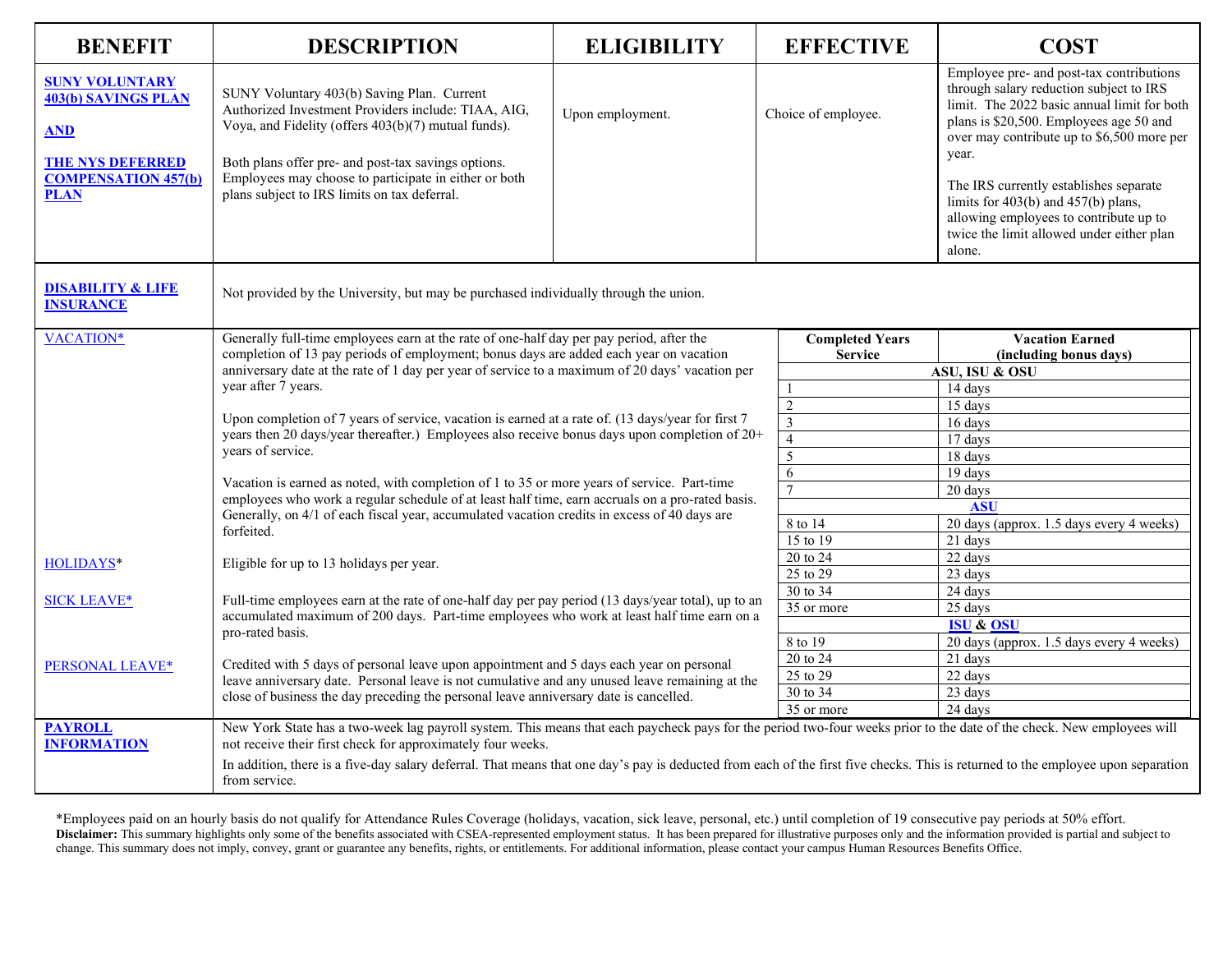| BENEFIT | DESCRIPTION | ELIGIBILITY | EFFECTIVE | COST |
|---|---|---|---|---|
| **SUNY VOLUNTARY 403(b) SAVINGS PLAN** **AND** **THE NYS DEFERRED COMPENSATION 457(b) PLAN** | SUNY Voluntary 403(b) Saving Plan. Current Authorized Investment Providers include: TIAA, AIG, Voya, and Fidelity (offers 403(b)(7) mutual funds). Both plans offer pre- and post-tax savings options. Employees may choose to participate in either or both plans subject to IRS limits on tax deferral. | Upon employment. | Choice of employee. | Employee pre- and post-tax contributions through salary reduction subject to IRS limit. The 2022 basic annual limit for both plans is $20,500. Employees age 50 and over may contribute up to $6,500 more per year. The IRS currently establishes separate limits for 403(b) and 457(b) plans, allowing employees to contribute up to twice the limit allowed under either plan alone. |
| **DISABILITY & LIFE INSURANCE** | Not provided by the University, but may be purchased individually through the union. | | | |
| VACATION* | Generally full-time employees earn at the rate of one-half day per pay period, after the completion of 13 pay periods of employment; bonus days are added each year on vacation anniversary date at the rate of 1 day per year of service to a maximum of 20 days' vacation per year after 7 years. Upon completion of 7 years of service, vacation is earned at a rate of. (13 days/year for first 7 years then 20 days/year thereafter.) Employees also receive bonus days upon completion of 20+ years of service. Vacation is earned as noted, with completion of 1 to 35 or more years of service. Part-time employees who work a regular schedule of at least half time, earn accruals on a pro-rated basis. Generally, on 4/1 of each fiscal year, accumulated vacation credits in excess of 40 days are forfeited. | | | |
| HOLIDAYS* | Eligible for up to 13 holidays per year. | | | |
| SICK LEAVE* | Full-time employees earn at the rate of one-half day per pay period (13 days/year total), up to an accumulated maximum of 200 days. Part-time employees who work at least half time earn on a pro-rated basis. | | | |
| PERSONAL LEAVE* | Credited with 5 days of personal leave upon appointment and 5 days each year on personal leave anniversary date. Personal leave is not cumulative and any unused leave remaining at the close of business the day preceding the personal leave anniversary date is cancelled. | | | |
| **PAYROLL INFORMATION** | New York State has a two-week lag payroll system. This means that each paycheck pays for the period two-four weeks prior to the date of the check. New employees will not receive their first check for approximately four weeks. In addition, there is a five-day salary deferral. That means that one day's pay is deducted from each of the first five checks. This is returned to the employee upon separation from service. | | | |

| Completed Years Service | Vacation Earned (including bonus days) |
|---|---|
| **ASU, ISU & OSU** | |
| 1 | 14 days |
| 2 | 15 days |
| 3 | 16 days |
| 4 | 17 days |
| 5 | 18 days |
| 6 | 19 days |
| 7 | 20 days |
| **ASU** | |
| 8 to 14 | 20 days (approx. 1.5 days every 4 weeks) |
| 15 to 19 | 21 days |
| 20 to 24 | 22 days |
| 25 to 29 | 23 days |
| 30 to 34 | 24 days |
| 35 or more | 25 days |
| **ISU & OSU** | |
| 8 to 19 | 20 days (approx. 1.5 days every 4 weeks) |
| 20 to 24 | 21 days |
| 25 to 29 | 22 days |
| 30 to 34 | 23 days |
| 35 or more | 24 days |

*Employees paid on an hourly basis do not qualify for Attendance Rules Coverage (holidays, vacation, sick leave, personal, etc.) until completion of 19 consecutive pay periods at 50% effort.

**Disclaimer:** This summary highlights only some of the benefits associated with CSEA-represented employment status. It has been prepared for illustrative purposes only and the information provided is partial and subject to change. This summary does not imply, convey, grant or guarantee any benefits, rights, or entitlements. For additional information, please contact your campus Human Resources Benefits Office.